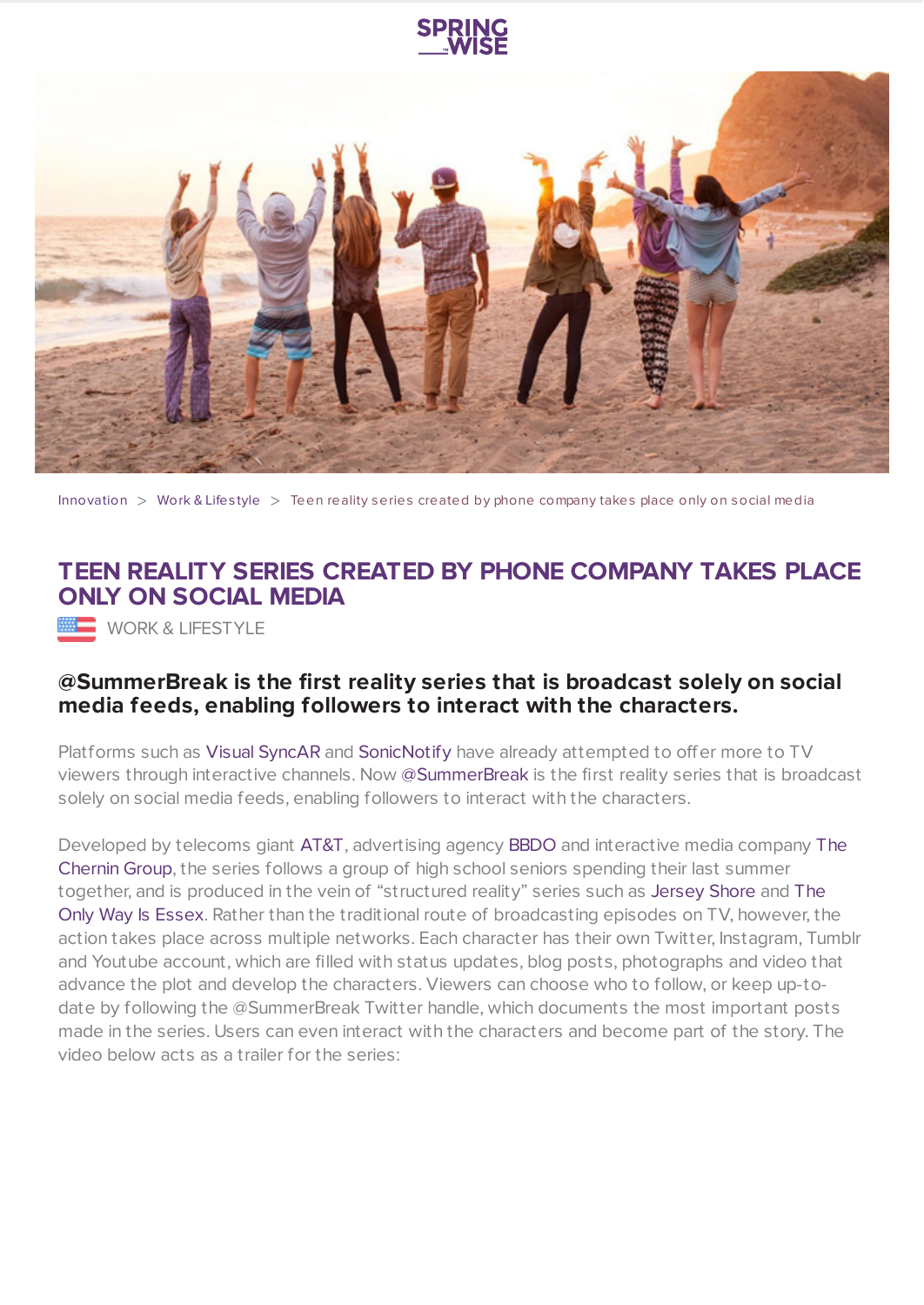Innovation > Work & Lifestyle > Teen reality series created by phone company takes place only on social media

# TEEN REALITY SERIES CREATED BY PHONE COMPANY TAKES PLACE ONLY ON SOCIAL MEDIA

WORK & LIFESTYLE

**@SummerBreak is the first reality series that is broadcast solely on social media feeds, enabling followers to interact with the characters.**

Platforms such as Visual SyncAR and SonicNotify have already attempted to offer more to TV viewers through interactive channels. Now @SummerBreak is the first reality series that is broadcast solely on social media feeds, enabling followers to interact with the characters.

Developed by telecoms giant AT&T, advertising agency BBDO and interactive media company The Chernin Group, the series follows a group of high school seniors spending their last summer together, and is produced in the vein of "structured reality" series such as Jersey Shore and The Only Way Is Essex. Rather than the traditional route of broadcasting episodes on TV, however, the action takes place across multiple networks. Each character has their own Twitter, Instagram, Tumblr and Youtube account, which are filled with status updates, blog posts, photographs and video that advance the plot and develop the characters. Viewers can choose who to follow, or keep up-to-date by following the @SummerBreak Twitter handle, which documents the most important posts made in the series. Users can even interact with the characters and become part of the story. The video below acts as a trailer for the series: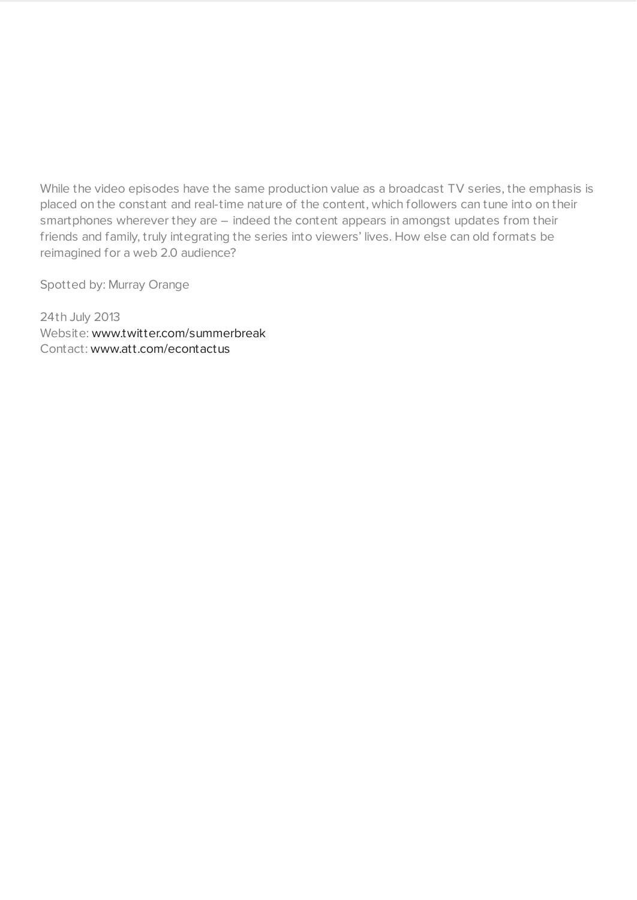While the video episodes have the same production value as a broadcast TV series, the emphasis is placed on the constant and real-time nature of the content, which followers can tune into on their smartphones wherever they are – indeed the content appears in amongst updates from their friends and family, truly integrating the series into viewers' lives. How else can old formats be reimagined for a web 2.0 audience?

Spotted by: Murray Orange

24th July 2013
Website: www.twitter.com/summerbreak
Contact: www.att.com/econtactus